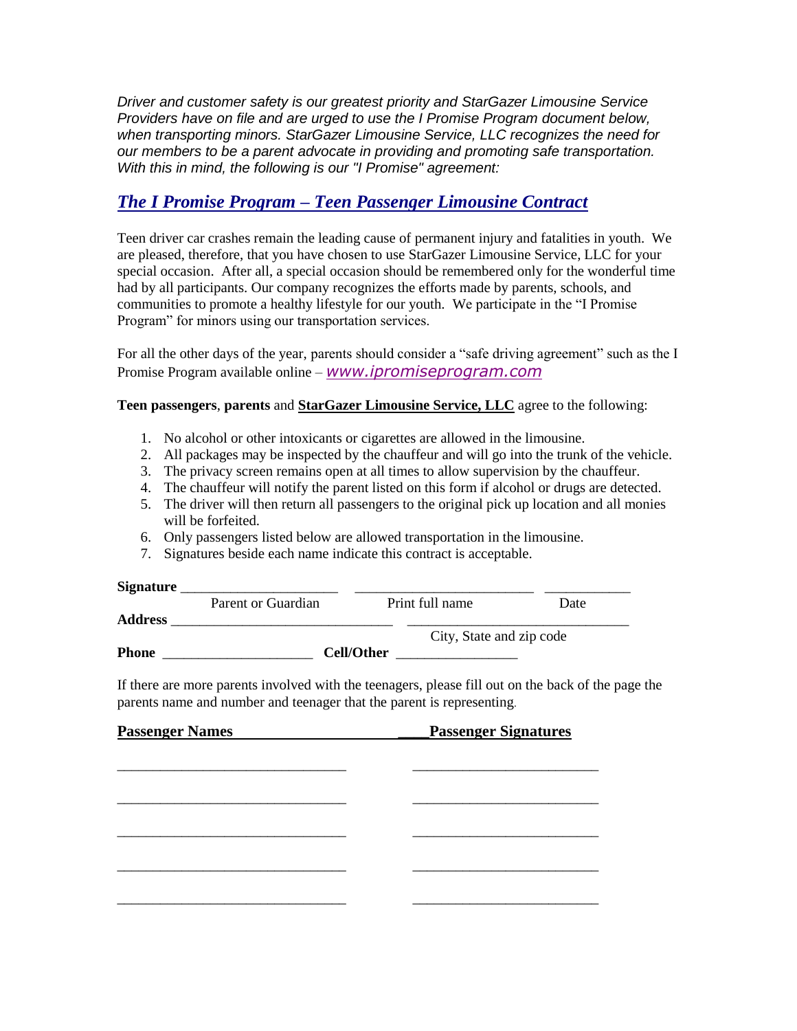*Driver and customer safety is our greatest priority and StarGazer Limousine Service Providers have on file and are urged to use the I Promise Program document below, when transporting minors. StarGazer Limousine Service, LLC recognizes the need for our members to be a parent advocate in providing and promoting safe transportation. With this in mind, the following is our "I Promise" agreement:*

## ***The I Promise Program – Teen Passenger Limousine Contract***

Teen driver car crashes remain the leading cause of permanent injury and fatalities in youth. We are pleased, therefore, that you have chosen to use StarGazer Limousine Service, LLC for your special occasion. After all, a special occasion should be remembered only for the wonderful time had by all participants. Our company recognizes the efforts made by parents, schools, and communities to promote a healthy lifestyle for our youth. We participate in the "I Promise Program" for minors using our transportation services.

For all the other days of the year, parents should consider a "safe driving agreement" such as the I Promise Program available online – *www.ipromiseprogram.com*

**Teen passengers**, **parents** and **StarGazer Limousine Service, LLC** agree to the following:

1. No alcohol or other intoxicants or cigarettes are allowed in the limousine.
2. All packages may be inspected by the chauffeur and will go into the trunk of the vehicle.
3. The privacy screen remains open at all times to allow supervision by the chauffeur.
4. The chauffeur will notify the parent listed on this form if alcohol or drugs are detected.
5. The driver will then return all passengers to the original pick up location and all monies will be forfeited.
6. Only passengers listed below are allowed transportation in the limousine.
7. Signatures beside each name indicate this contract is acceptable.

**Signature** ______________________ ________________________ ____________
Parent or Guardian Print full name Date

**Address** ______________________________ ______________________________
City, State and zip code

**Phone** ____________________ **Cell/Other** ________________

If there are more parents involved with the teenagers, please fill out on the back of the page the parents name and number and teenager that the parent is representing.

| **Passenger Names** | **Passenger Signatures** |
|---|---|
| ______________________________ | ________________________ |
| ______________________________ | ________________________ |
| ______________________________ | ________________________ |
| ______________________________ | ________________________ |
| ______________________________ | ________________________ |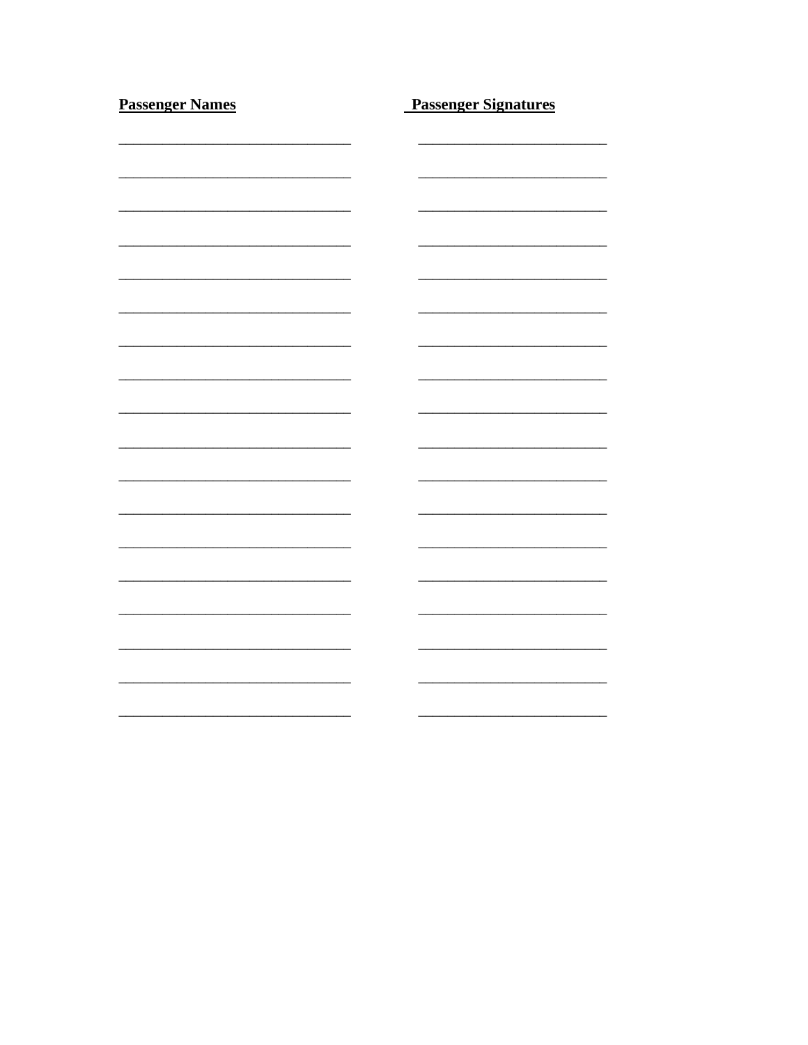| **Passenger Names** | **Passenger Signatures** |
| --- | --- |
| _______________________________ | _________________________ |
| _______________________________ | _________________________ |
| _______________________________ | _________________________ |
| _______________________________ | _________________________ |
| _______________________________ | _________________________ |
| _______________________________ | _________________________ |
| _______________________________ | _________________________ |
| _______________________________ | _________________________ |
| _______________________________ | _________________________ |
| _______________________________ | _________________________ |
| _______________________________ | _________________________ |
| _______________________________ | _________________________ |
| _______________________________ | _________________________ |
| _______________________________ | _________________________ |
| _______________________________ | _________________________ |
| _______________________________ | _________________________ |
| _______________________________ | _________________________ |
| _______________________________ | _________________________ |